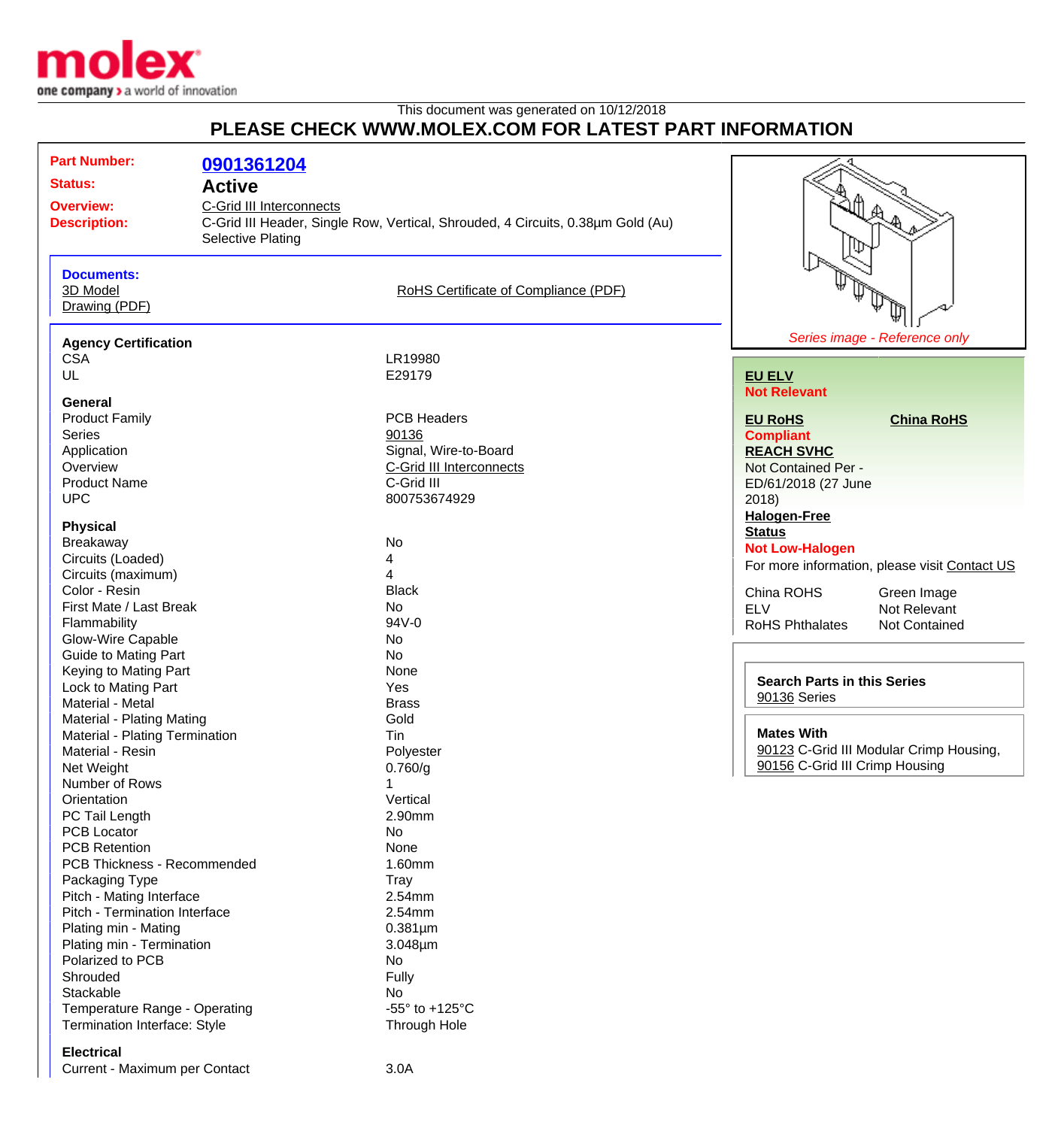molex
one company > a world of innovation

This document was generated on 10/12/2018

# PLEASE CHECK WWW.MOLEX.COM FOR LATEST PART INFORMATION

| | |
|---|---|
| **Part Number:** | **0901361204** |
| **Status:** | **Active** |
| **Overview:** | C-Grid III Interconnects |
| **Description:** | C-Grid III Header, Single Row, Vertical, Shrouded, 4 Circuits, 0.38µm Gold (Au) Selective Plating |

**Documents:**

3D Model
Drawing (PDF)
RoHS Certificate of Compliance (PDF)

### Agency Certification

| | |
|---|---|
| CSA | LR19980 |
| UL | E29179 |

### General

| | |
|---|---|
| Product Family | PCB Headers |
| Series | 90136 |
| Application | Signal, Wire-to-Board |
| Overview | C-Grid III Interconnects |
| Product Name | C-Grid III |
| UPC | 800753674929 |

### Physical

| | |
|---|---|
| Breakaway | No |
| Circuits (Loaded) | 4 |
| Circuits (maximum) | 4 |
| Color - Resin | Black |
| First Mate / Last Break | No |
| Flammability | 94V-0 |
| Glow-Wire Capable | No |
| Guide to Mating Part | No |
| Keying to Mating Part | None |
| Lock to Mating Part | Yes |
| Material - Metal | Brass |
| Material - Plating Mating | Gold |
| Material - Plating Termination | Tin |
| Material - Resin | Polyester |
| Net Weight | 0.760/g |
| Number of Rows | 1 |
| Orientation | Vertical |
| PC Tail Length | 2.90mm |
| PCB Locator | No |
| PCB Retention | None |
| PCB Thickness - Recommended | 1.60mm |
| Packaging Type | Tray |
| Pitch - Mating Interface | 2.54mm |
| Pitch - Termination Interface | 2.54mm |
| Plating min - Mating | 0.381µm |
| Plating min - Termination | 3.048µm |
| Polarized to PCB | No |
| Shrouded | Fully |
| Stackable | No |
| Temperature Range - Operating | -55° to +125°C |
| Termination Interface: Style | Through Hole |

### Electrical

| | |
|---|---|
| Current - Maximum per Contact | 3.0A |

*Series image - Reference only*

**EU ELV**
**Not Relevant**

**EU RoHS**
**Compliant**

**China RoHS**

**REACH SVHC**
Not Contained Per - ED/61/2018 (27 June 2018)

**Halogen-Free Status**
**Not Low-Halogen**

For more information, please visit Contact US

| | |
|---|---|
| China ROHS | Green Image |
| ELV | Not Relevant |
| RoHS Phthalates | Not Contained |

**Search Parts in this Series**
90136 Series

**Mates With**
90123 C-Grid III Modular Crimp Housing, 90156 C-Grid III Crimp Housing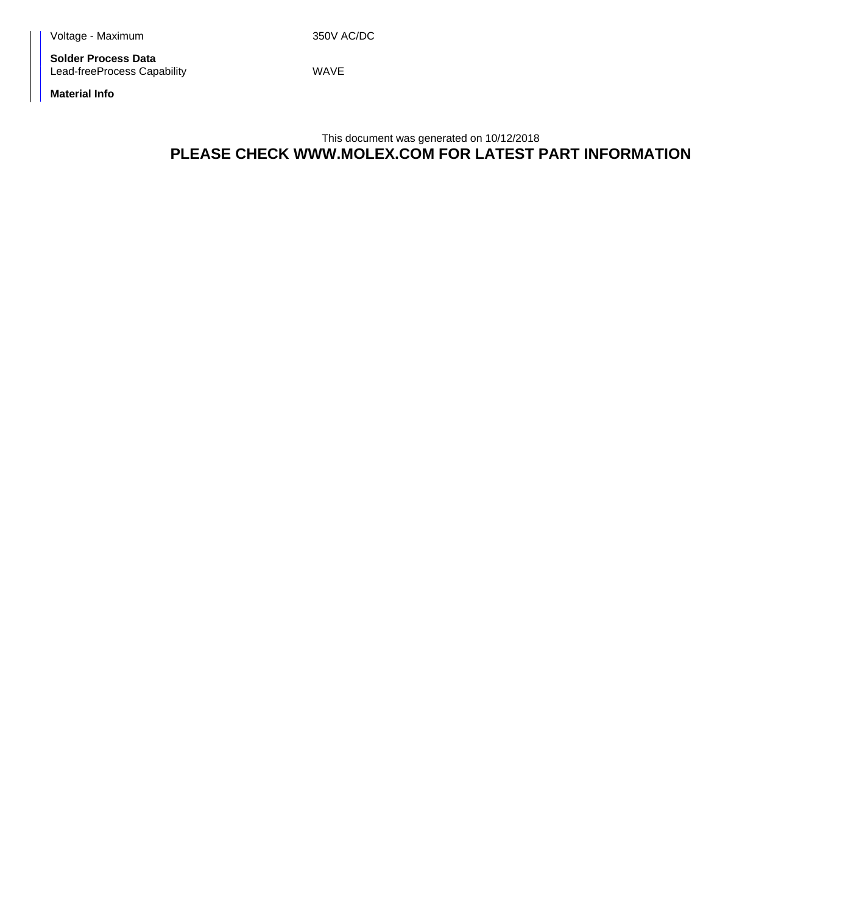| | |
|---|---|
| Voltage - Maximum | 350V AC/DC |
| **Solder Process Data** | |
| Lead-freeProcess Capability | WAVE |
| **Material Info** | |

This document was generated on 10/12/2018

**PLEASE CHECK WWW.MOLEX.COM FOR LATEST PART INFORMATION**